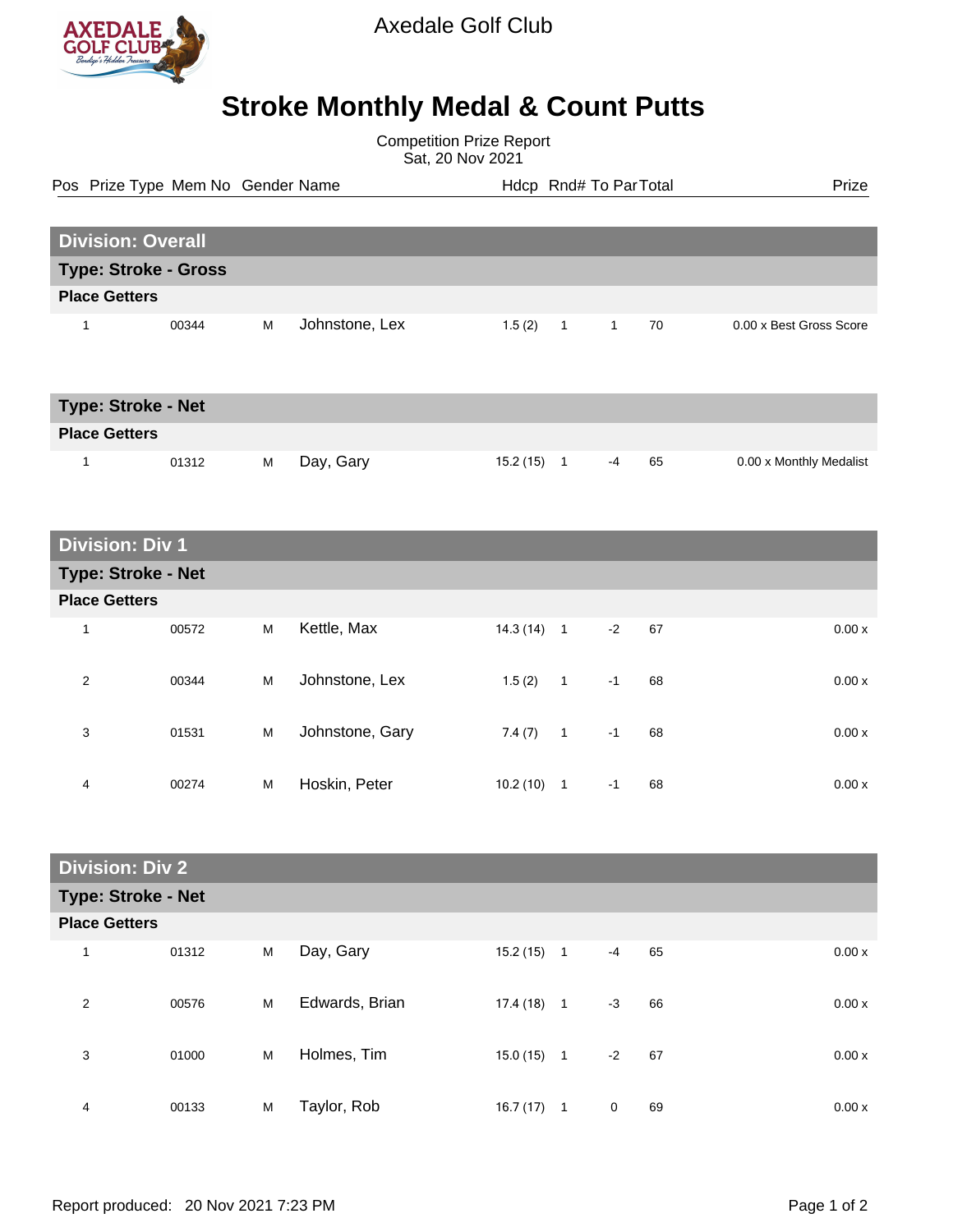Axedale Golf Club

# Stroke Monthly Medal & Count Putts

Competition Prize Report
Sat, 20 Nov 2021

| Pos | Prize Type | Mem No | Gender | Name | Hdcp | Rnd# | To Par | Total | Prize |
|---|---|---|---|---|---|---|---|---|---|

## Division: Overall

### Type: Stroke - Gross

**Place Getters**

| Pos | Prize Type | Mem No | Gender | Name | Hdcp | Rnd# | To Par | Total | Prize |
|---|---|---|---|---|---|---|---|---|---|
| 1 | | 00344 | M | Johnstone, Lex | 1.5 (2) | 1 | 1 | 70 | 0.00 x Best Gross Score |

### Type: Stroke - Net

**Place Getters**

| Pos | Prize Type | Mem No | Gender | Name | Hdcp | Rnd# | To Par | Total | Prize |
|---|---|---|---|---|---|---|---|---|---|
| 1 | | 01312 | M | Day, Gary | 15.2 (15) | 1 | -4 | 65 | 0.00 x Monthly Medalist |

## Division: Div 1

### Type: Stroke - Net

**Place Getters**

| Pos | Prize Type | Mem No | Gender | Name | Hdcp | Rnd# | To Par | Total | Prize |
|---|---|---|---|---|---|---|---|---|---|
| 1 | | 00572 | M | Kettle, Max | 14.3 (14) | 1 | -2 | 67 | 0.00 x |
| 2 | | 00344 | M | Johnstone, Lex | 1.5 (2) | 1 | -1 | 68 | 0.00 x |
| 3 | | 01531 | M | Johnstone, Gary | 7.4 (7) | 1 | -1 | 68 | 0.00 x |
| 4 | | 00274 | M | Hoskin, Peter | 10.2 (10) | 1 | -1 | 68 | 0.00 x |

## Division: Div 2

### Type: Stroke - Net

**Place Getters**

| Pos | Prize Type | Mem No | Gender | Name | Hdcp | Rnd# | To Par | Total | Prize |
|---|---|---|---|---|---|---|---|---|---|
| 1 | | 01312 | M | Day, Gary | 15.2 (15) | 1 | -4 | 65 | 0.00 x |
| 2 | | 00576 | M | Edwards, Brian | 17.4 (18) | 1 | -3 | 66 | 0.00 x |
| 3 | | 01000 | M | Holmes, Tim | 15.0 (15) | 1 | -2 | 67 | 0.00 x |
| 4 | | 00133 | M | Taylor, Rob | 16.7 (17) | 1 | 0 | 69 | 0.00 x |

Report produced: 20 Nov 2021 7:23 PM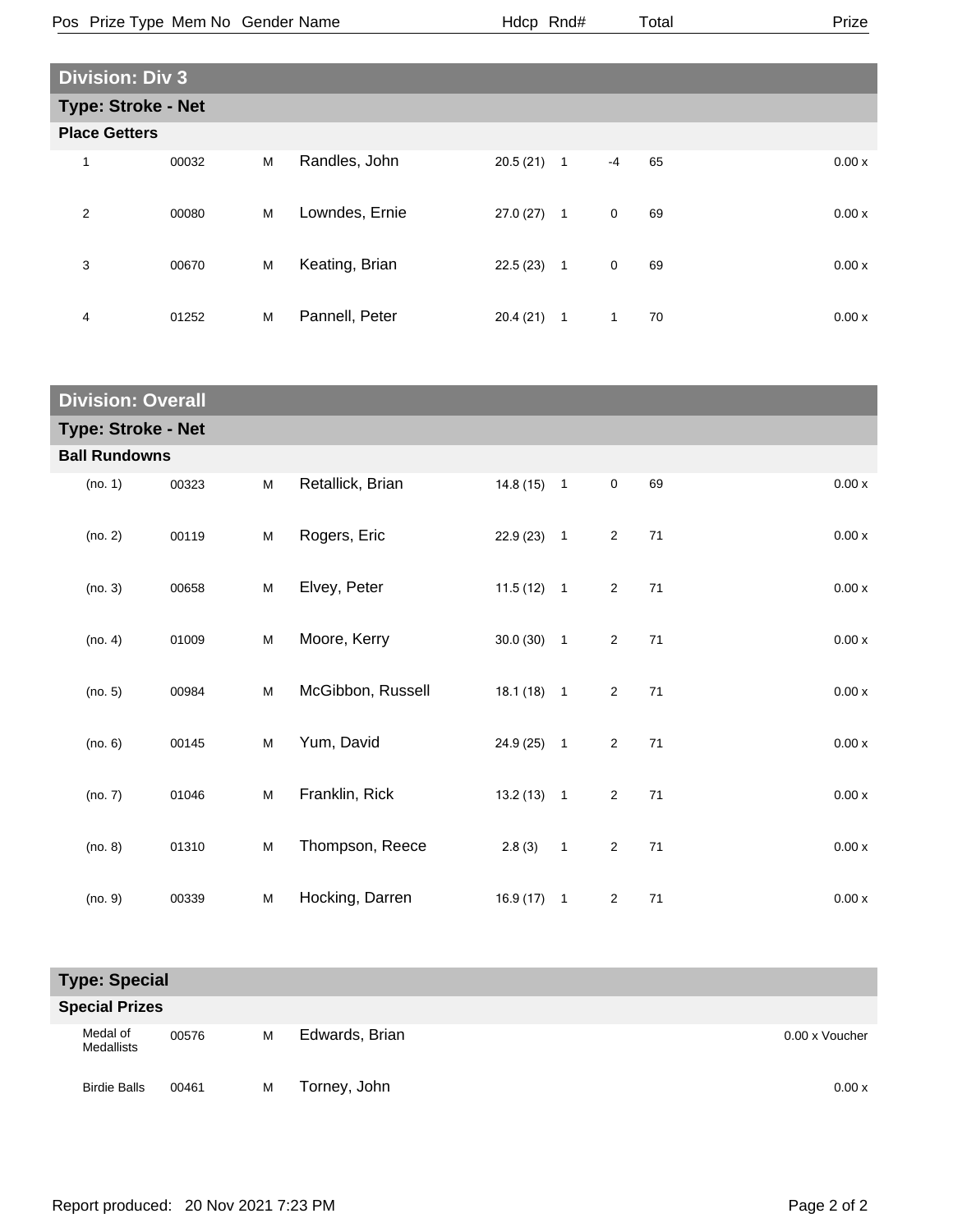| Pos | Prize Type | Mem No | Gender | Name | Hdcp | Rnd# | | Total | Prize |
|---|---|---|---|---|---|---|---|---|---|

## Division: Div 3

### Type: Stroke - Net

**Place Getters**

| Pos | Mem No | Gender | Name | Hdcp | Rnd# | | Total | Prize |
|---|---|---|---|---|---|---|---|---|
| 1 | 00032 | M | Randles, John | 20.5 (21) | 1 | -4 | 65 | 0.00 x |
| 2 | 00080 | M | Lowndes, Ernie | 27.0 (27) | 1 | 0 | 69 | 0.00 x |
| 3 | 00670 | M | Keating, Brian | 22.5 (23) | 1 | 0 | 69 | 0.00 x |
| 4 | 01252 | M | Pannell, Peter | 20.4 (21) | 1 | 1 | 70 | 0.00 x |

## Division: Overall

### Type: Stroke - Net

**Ball Rundowns**

| Pos | Mem No | Gender | Name | Hdcp | Rnd# | | Total | Prize |
|---|---|---|---|---|---|---|---|---|
| (no. 1) | 00323 | M | Retallick, Brian | 14.8 (15) | 1 | 0 | 69 | 0.00 x |
| (no. 2) | 00119 | M | Rogers, Eric | 22.9 (23) | 1 | 2 | 71 | 0.00 x |
| (no. 3) | 00658 | M | Elvey, Peter | 11.5 (12) | 1 | 2 | 71 | 0.00 x |
| (no. 4) | 01009 | M | Moore, Kerry | 30.0 (30) | 1 | 2 | 71 | 0.00 x |
| (no. 5) | 00984 | M | McGibbon, Russell | 18.1 (18) | 1 | 2 | 71 | 0.00 x |
| (no. 6) | 00145 | M | Yum, David | 24.9 (25) | 1 | 2 | 71 | 0.00 x |
| (no. 7) | 01046 | M | Franklin, Rick | 13.2 (13) | 1 | 2 | 71 | 0.00 x |
| (no. 8) | 01310 | M | Thompson, Reece | 2.8 (3) | 1 | 2 | 71 | 0.00 x |
| (no. 9) | 00339 | M | Hocking, Darren | 16.9 (17) | 1 | 2 | 71 | 0.00 x |

### Type: Special

**Special Prizes**

| Prize Type | Mem No | Gender | Name | Prize |
|---|---|---|---|---|
| Medal of Medallists | 00576 | M | Edwards, Brian | 0.00 x Voucher |
| Birdie Balls | 00461 | M | Torney, John | 0.00 x |

Report produced: 20 Nov 2021 7:23 PM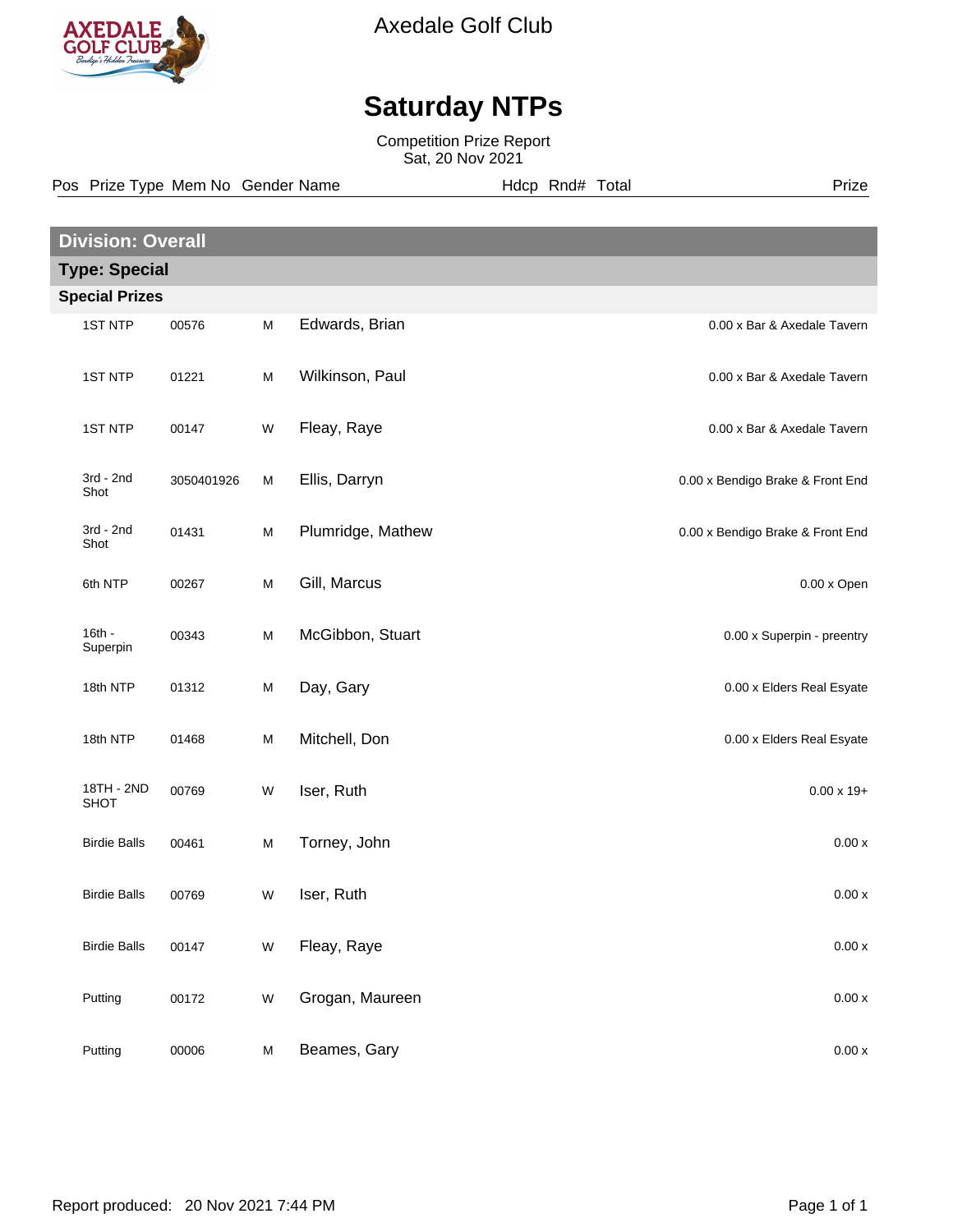Axedale Golf Club

# Saturday NTPs

Competition Prize Report
Sat, 20 Nov 2021

## Division: Overall

### Type: Special

#### Special Prizes

| Pos | Prize Type | Mem No | Gender | Name | Hdcp | Rnd# | Total | Prize |
|---|---|---|---|---|---|---|---|---|
| | 1ST NTP | 00576 | M | Edwards, Brian | | | | 0.00 x Bar & Axedale Tavern |
| | 1ST NTP | 01221 | M | Wilkinson, Paul | | | | 0.00 x Bar & Axedale Tavern |
| | 1ST NTP | 00147 | W | Fleay, Raye | | | | 0.00 x Bar & Axedale Tavern |
| | 3rd - 2nd Shot | 3050401926 | M | Ellis, Darryn | | | | 0.00 x Bendigo Brake & Front End |
| | 3rd - 2nd Shot | 01431 | M | Plumridge, Mathew | | | | 0.00 x Bendigo Brake & Front End |
| | 6th NTP | 00267 | M | Gill, Marcus | | | | 0.00 x Open |
| | 16th - Superpin | 00343 | M | McGibbon, Stuart | | | | 0.00 x Superpin - preentry |
| | 18th NTP | 01312 | M | Day, Gary | | | | 0.00 x Elders Real Esyate |
| | 18th NTP | 01468 | M | Mitchell, Don | | | | 0.00 x Elders Real Esyate |
| | 18TH - 2ND SHOT | 00769 | W | Iser, Ruth | | | | 0.00 x 19+ |
| | Birdie Balls | 00461 | M | Torney, John | | | | 0.00 x |
| | Birdie Balls | 00769 | W | Iser, Ruth | | | | 0.00 x |
| | Birdie Balls | 00147 | W | Fleay, Raye | | | | 0.00 x |
| | Putting | 00172 | W | Grogan, Maureen | | | | 0.00 x |
| | Putting | 00006 | M | Beames, Gary | | | | 0.00 x |

Report produced: 20 Nov 2021 7:44 PM